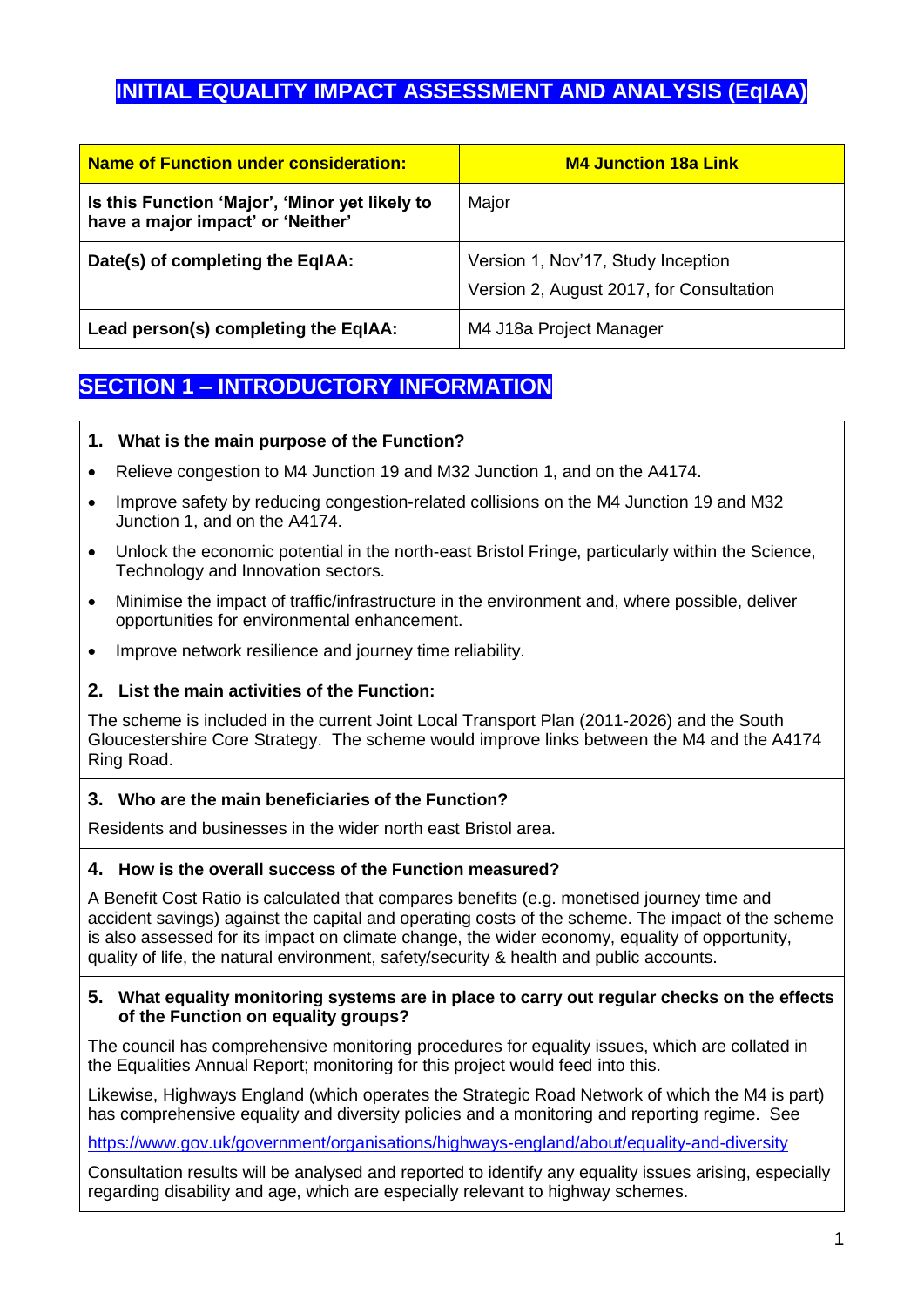# INITIAL EQUALITY IMPACT ASSESSMENT AND ANALYSIS (EqIAA)

| **Name of Function under consideration:** | **M4 Junction 18a Link** |
|---|---|
| **Is this Function 'Major', 'Minor yet likely to have a major impact' or 'Neither'** | Major |
| **Date(s) of completing the EqIAA:** | Version 1, Nov'17, Study Inception<br>Version 2, August 2017, for Consultation |
| **Lead person(s) completing the EqIAA:** | M4 J18a Project Manager |

## SECTION 1 – INTRODUCTORY INFORMATION

### 1. What is the main purpose of the Function?

- Relieve congestion to M4 Junction 19 and M32 Junction 1, and on the A4174.
- Improve safety by reducing congestion-related collisions on the M4 Junction 19 and M32 Junction 1, and on the A4174.
- Unlock the economic potential in the north-east Bristol Fringe, particularly within the Science, Technology and Innovation sectors.
- Minimise the impact of traffic/infrastructure in the environment and, where possible, deliver opportunities for environmental enhancement.
- Improve network resilience and journey time reliability.

### 2. List the main activities of the Function:

The scheme is included in the current Joint Local Transport Plan (2011-2026) and the South Gloucestershire Core Strategy. The scheme would improve links between the M4 and the A4174 Ring Road.

### 3. Who are the main beneficiaries of the Function?

Residents and businesses in the wider north east Bristol area.

### 4. How is the overall success of the Function measured?

A Benefit Cost Ratio is calculated that compares benefits (e.g. monetised journey time and accident savings) against the capital and operating costs of the scheme. The impact of the scheme is also assessed for its impact on climate change, the wider economy, equality of opportunity, quality of life, the natural environment, safety/security & health and public accounts.

### 5. What equality monitoring systems are in place to carry out regular checks on the effects of the Function on equality groups?

The council has comprehensive monitoring procedures for equality issues, which are collated in the Equalities Annual Report; monitoring for this project would feed into this.

Likewise, Highways England (which operates the Strategic Road Network of which the M4 is part) has comprehensive equality and diversity policies and a monitoring and reporting regime. See

https://www.gov.uk/government/organisations/highways-england/about/equality-and-diversity

Consultation results will be analysed and reported to identify any equality issues arising, especially regarding disability and age, which are especially relevant to highway schemes.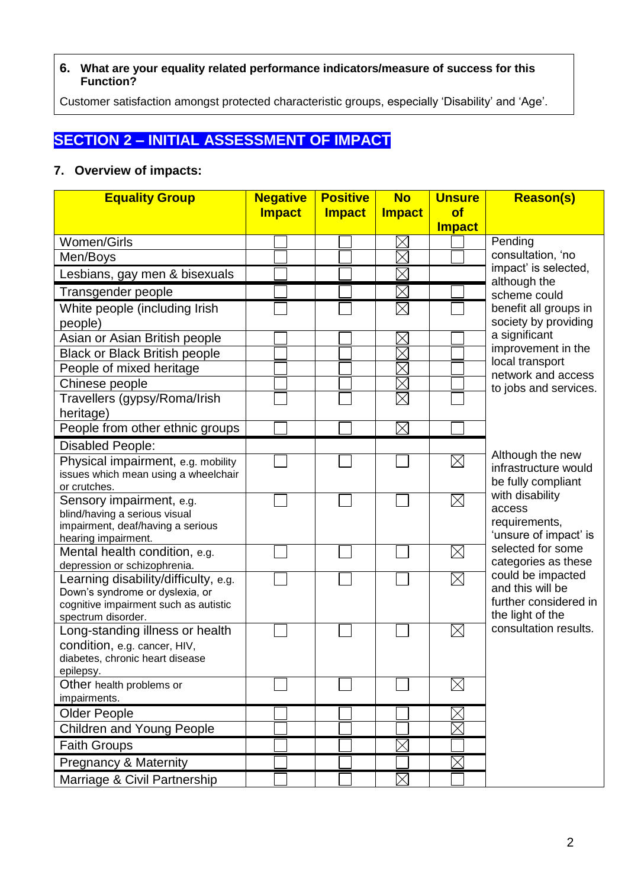**6. What are your equality related performance indicators/measure of success for this Function?**

Customer satisfaction amongst protected characteristic groups, especially 'Disability' and 'Age'.

## SECTION 2 – INITIAL ASSESSMENT OF IMPACT

### 7. Overview of impacts:

| Equality Group | Negative Impact | Positive Impact | No Impact | Unsure of Impact | Reason(s) |
|---|---|---|---|---|---|
| Women/Girls | ☐ | ☐ | ☒ | ☐ | Pending consultation, 'no impact' is selected, although the scheme could benefit all groups in society by providing a significant improvement in the local transport network and access to jobs and services. |
| Men/Boys | ☐ | ☐ | ☒ | ☐ | |
| Lesbians, gay men & bisexuals | ☐ | ☐ | ☒ | | |
| Transgender people | ☐ | ☐ | ☒ | ☐ | |
| White people (including Irish people) | ☐ | ☐ | ☒ | ☐ | |
| Asian or Asian British people | ☐ | ☐ | ☒ | ☐ | |
| Black or Black British people | ☐ | ☐ | ☒ | ☐ | |
| People of mixed heritage | ☐ | ☐ | ☒ | ☐ | |
| Chinese people | ☐ | ☐ | ☒ | ☐ | |
| Travellers (gypsy/Roma/Irish heritage) | ☐ | ☐ | ☒ | ☐ | |
| People from other ethnic groups | ☐ | ☐ | ☒ | ☐ | |
| Disabled People: | | | | | Although the new infrastructure would be fully compliant with disability access requirements, 'unsure of impact' is selected for some categories as these could be impacted and this will be further considered in the light of the consultation results. |
| Physical impairment, e.g. mobility issues which mean using a wheelchair or crutches. | ☐ | ☐ | ☐ | ☒ | |
| Sensory impairment, e.g. blind/having a serious visual impairment, deaf/having a serious hearing impairment. | ☐ | ☐ | ☐ | ☒ | |
| Mental health condition, e.g. depression or schizophrenia. | ☐ | ☐ | ☐ | ☒ | |
| Learning disability/difficulty, e.g. Down's syndrome or dyslexia, or cognitive impairment such as autistic spectrum disorder. | ☐ | ☐ | ☐ | ☒ | |
| Long-standing illness or health condition, e.g. cancer, HIV, diabetes, chronic heart disease epilepsy. | ☐ | ☐ | ☐ | ☒ | |
| Other health problems or impairments. | ☐ | ☐ | ☐ | ☒ | |
| Older People | ☐ | ☐ | ☐ | ☒ | |
| Children and Young People | ☐ | ☐ | ☐ | ☒ | |
| Faith Groups | ☐ | ☐ | ☒ | ☐ | |
| Pregnancy & Maternity | ☐ | ☐ | ☐ | ☒ | |
| Marriage & Civil Partnership | ☐ | ☐ | ☒ | ☐ | |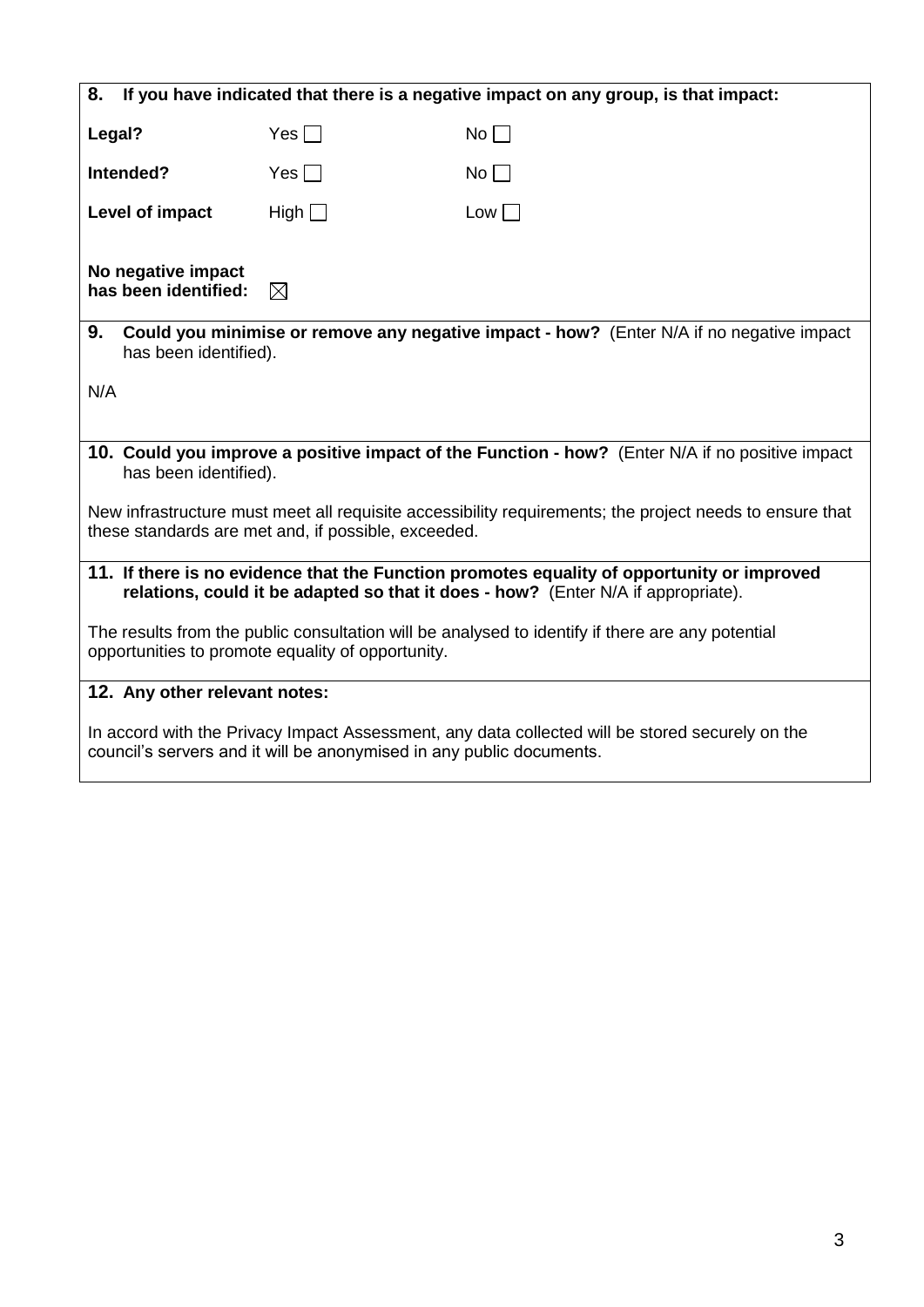**8. If you have indicated that there is a negative impact on any group, is that impact:**

| | | |
|---|---|---|
| **Legal?** | Yes ☐ | No ☐ |
| **Intended?** | Yes ☐ | No ☐ |
| **Level of impact** | High ☐ | Low ☐ |

**No negative impact has been identified:** ☒

**9. Could you minimise or remove any negative impact - how?** (Enter N/A if no negative impact has been identified).

N/A

**10. Could you improve a positive impact of the Function - how?** (Enter N/A if no positive impact has been identified).

New infrastructure must meet all requisite accessibility requirements; the project needs to ensure that these standards are met and, if possible, exceeded.

**11. If there is no evidence that the Function promotes equality of opportunity or improved relations, could it be adapted so that it does - how?** (Enter N/A if appropriate).

The results from the public consultation will be analysed to identify if there are any potential opportunities to promote equality of opportunity.

**12. Any other relevant notes:**

In accord with the Privacy Impact Assessment, any data collected will be stored securely on the council's servers and it will be anonymised in any public documents.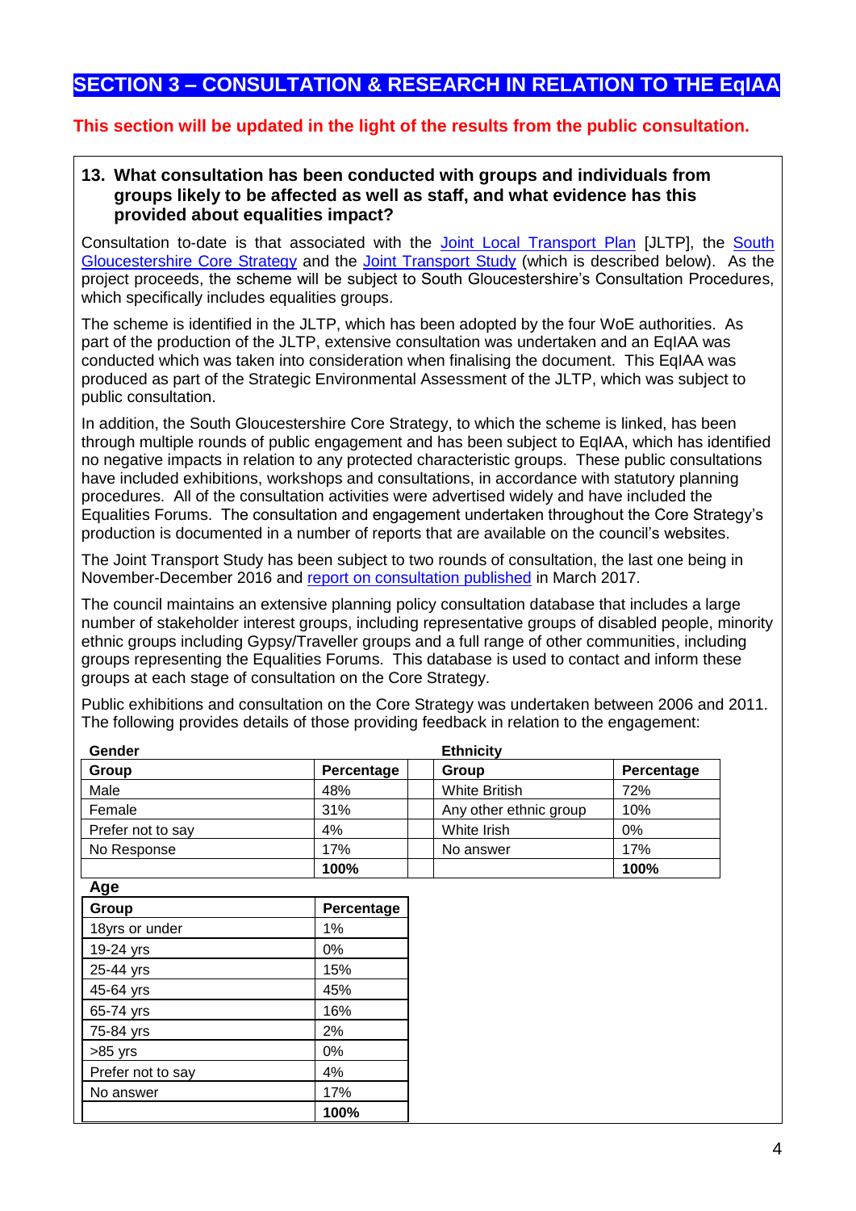## SECTION 3 – CONSULTATION & RESEARCH IN RELATION TO THE EqIAA

**This section will be updated in the light of the results from the public consultation.**

### 13. What consultation has been conducted with groups and individuals from groups likely to be affected as well as staff, and what evidence has this provided about equalities impact?

Consultation to-date is that associated with the Joint Local Transport Plan [JLTP], the South Gloucestershire Core Strategy and the Joint Transport Study (which is described below). As the project proceeds, the scheme will be subject to South Gloucestershire's Consultation Procedures, which specifically includes equalities groups.

The scheme is identified in the JLTP, which has been adopted by the four WoE authorities. As part of the production of the JLTP, extensive consultation was undertaken and an EqIAA was conducted which was taken into consideration when finalising the document. This EqIAA was produced as part of the Strategic Environmental Assessment of the JLTP, which was subject to public consultation.

In addition, the South Gloucestershire Core Strategy, to which the scheme is linked, has been through multiple rounds of public engagement and has been subject to EqIAA, which has identified no negative impacts in relation to any protected characteristic groups. These public consultations have included exhibitions, workshops and consultations, in accordance with statutory planning procedures. All of the consultation activities were advertised widely and have included the Equalities Forums. The consultation and engagement undertaken throughout the Core Strategy's production is documented in a number of reports that are available on the council's websites.

The Joint Transport Study has been subject to two rounds of consultation, the last one being in November-December 2016 and report on consultation published in March 2017.

The council maintains an extensive planning policy consultation database that includes a large number of stakeholder interest groups, including representative groups of disabled people, minority ethnic groups including Gypsy/Traveller groups and a full range of other communities, including groups representing the Equalities Forums. This database is used to contact and inform these groups at each stage of consultation on the Core Strategy.

Public exhibitions and consultation on the Core Strategy was undertaken between 2006 and 2011. The following provides details of those providing feedback in relation to the engagement:

**Gender**

| Group | Percentage |
|---|---|
| Male | 48% |
| Female | 31% |
| Prefer not to say | 4% |
| No Response | 17% |
| | **100%** |

**Ethnicity**

| Group | Percentage |
|---|---|
| White British | 72% |
| Any other ethnic group | 10% |
| White Irish | 0% |
| No answer | 17% |
| | **100%** |

**Age**

| Group | Percentage |
|---|---|
| 18yrs or under | 1% |
| 19-24 yrs | 0% |
| 25-44 yrs | 15% |
| 45-64 yrs | 45% |
| 65-74 yrs | 16% |
| 75-84 yrs | 2% |
| >85 yrs | 0% |
| Prefer not to say | 4% |
| No answer | 17% |
| | **100%** |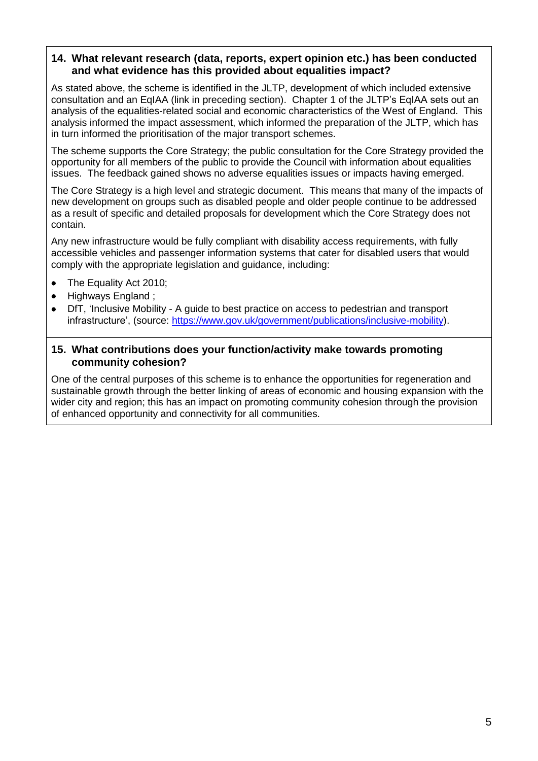### 14. What relevant research (data, reports, expert opinion etc.) has been conducted and what evidence has this provided about equalities impact?

As stated above, the scheme is identified in the JLTP, development of which included extensive consultation and an EqIAA (link in preceding section). Chapter 1 of the JLTP's EqIAA sets out an analysis of the equalities-related social and economic characteristics of the West of England. This analysis informed the impact assessment, which informed the preparation of the JLTP, which has in turn informed the prioritisation of the major transport schemes.

The scheme supports the Core Strategy; the public consultation for the Core Strategy provided the opportunity for all members of the public to provide the Council with information about equalities issues. The feedback gained shows no adverse equalities issues or impacts having emerged.

The Core Strategy is a high level and strategic document. This means that many of the impacts of new development on groups such as disabled people and older people continue to be addressed as a result of specific and detailed proposals for development which the Core Strategy does not contain.

Any new infrastructure would be fully compliant with disability access requirements, with fully accessible vehicles and passenger information systems that cater for disabled users that would comply with the appropriate legislation and guidance, including:

- The Equality Act 2010;
- Highways England ;
- DfT, 'Inclusive Mobility - A guide to best practice on access to pedestrian and transport infrastructure', (source: https://www.gov.uk/government/publications/inclusive-mobility).

### 15. What contributions does your function/activity make towards promoting community cohesion?

One of the central purposes of this scheme is to enhance the opportunities for regeneration and sustainable growth through the better linking of areas of economic and housing expansion with the wider city and region; this has an impact on promoting community cohesion through the provision of enhanced opportunity and connectivity for all communities.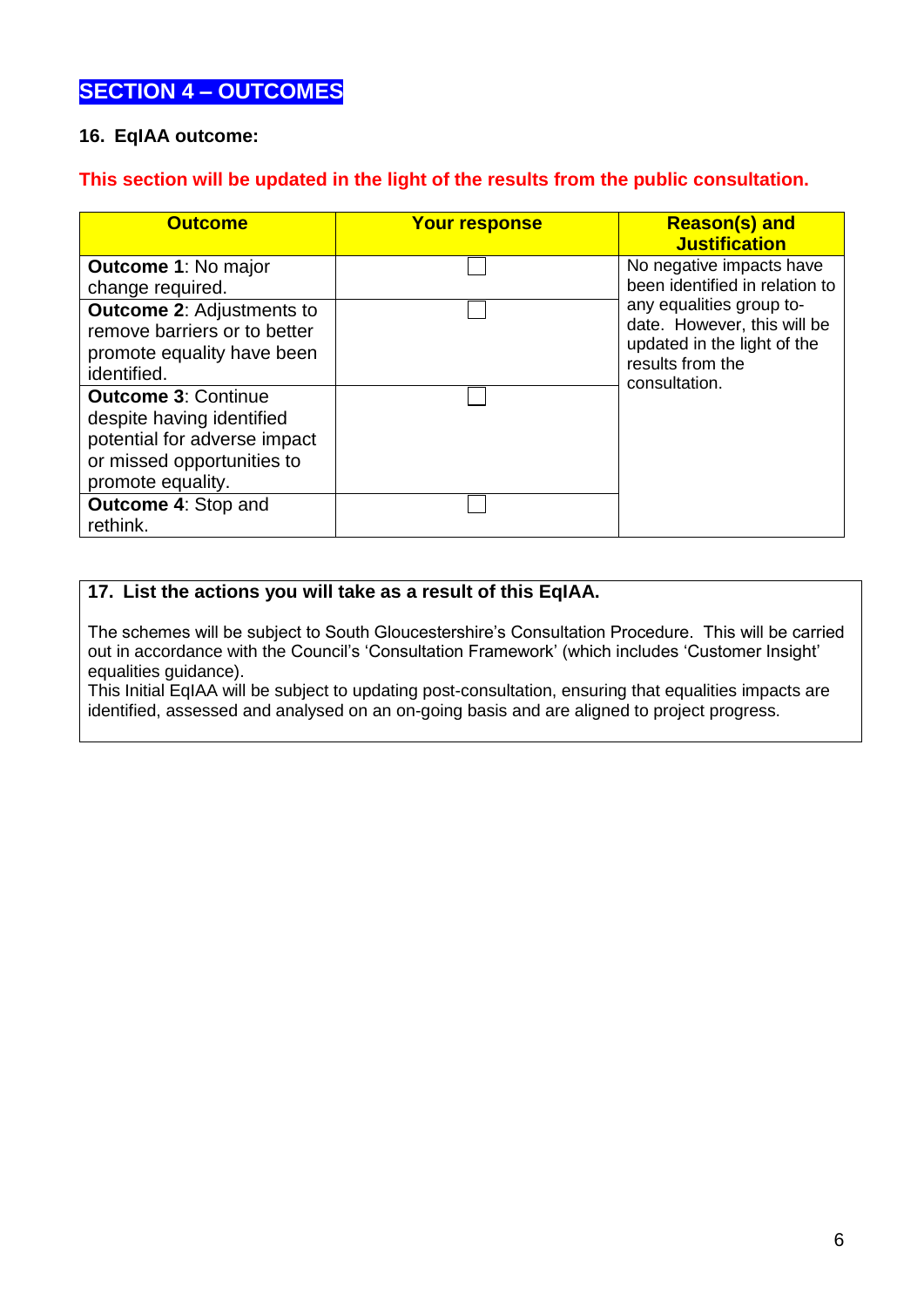## SECTION 4 – OUTCOMES

**16. EqIAA outcome:**

**This section will be updated in the light of the results from the public consultation.**

| Outcome | Your response | Reason(s) and Justification |
|---|---|---|
| **Outcome 1**: No major change required. | ☐ | No negative impacts have been identified in relation to any equalities group to-date. However, this will be updated in the light of the results from the consultation. |
| **Outcome 2**: Adjustments to remove barriers or to better promote equality have been identified. | ☐ | |
| **Outcome 3**: Continue despite having identified potential for adverse impact or missed opportunities to promote equality. | ☐ | |
| **Outcome 4**: Stop and rethink. | ☐ | |

**17. List the actions you will take as a result of this EqIAA.**

The schemes will be subject to South Gloucestershire's Consultation Procedure. This will be carried out in accordance with the Council's 'Consultation Framework' (which includes 'Customer Insight' equalities guidance).
This Initial EqIAA will be subject to updating post-consultation, ensuring that equalities impacts are identified, assessed and analysed on an on-going basis and are aligned to project progress.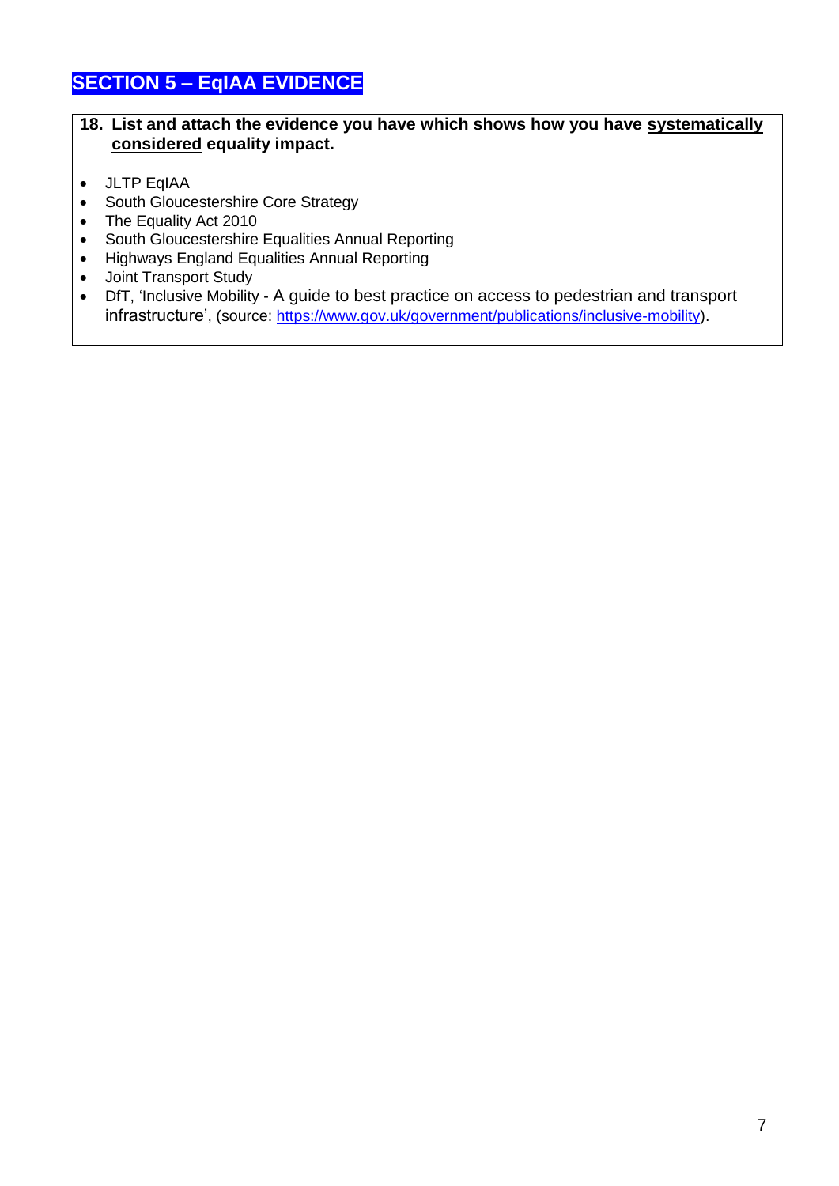## SECTION 5 – EqIAA EVIDENCE

**18. List and attach the evidence you have which shows how you have systematically considered equality impact.**

- JLTP EqIAA
- South Gloucestershire Core Strategy
- The Equality Act 2010
- South Gloucestershire Equalities Annual Reporting
- Highways England Equalities Annual Reporting
- Joint Transport Study
- DfT, 'Inclusive Mobility - A guide to best practice on access to pedestrian and transport infrastructure', (source: https://www.gov.uk/government/publications/inclusive-mobility).